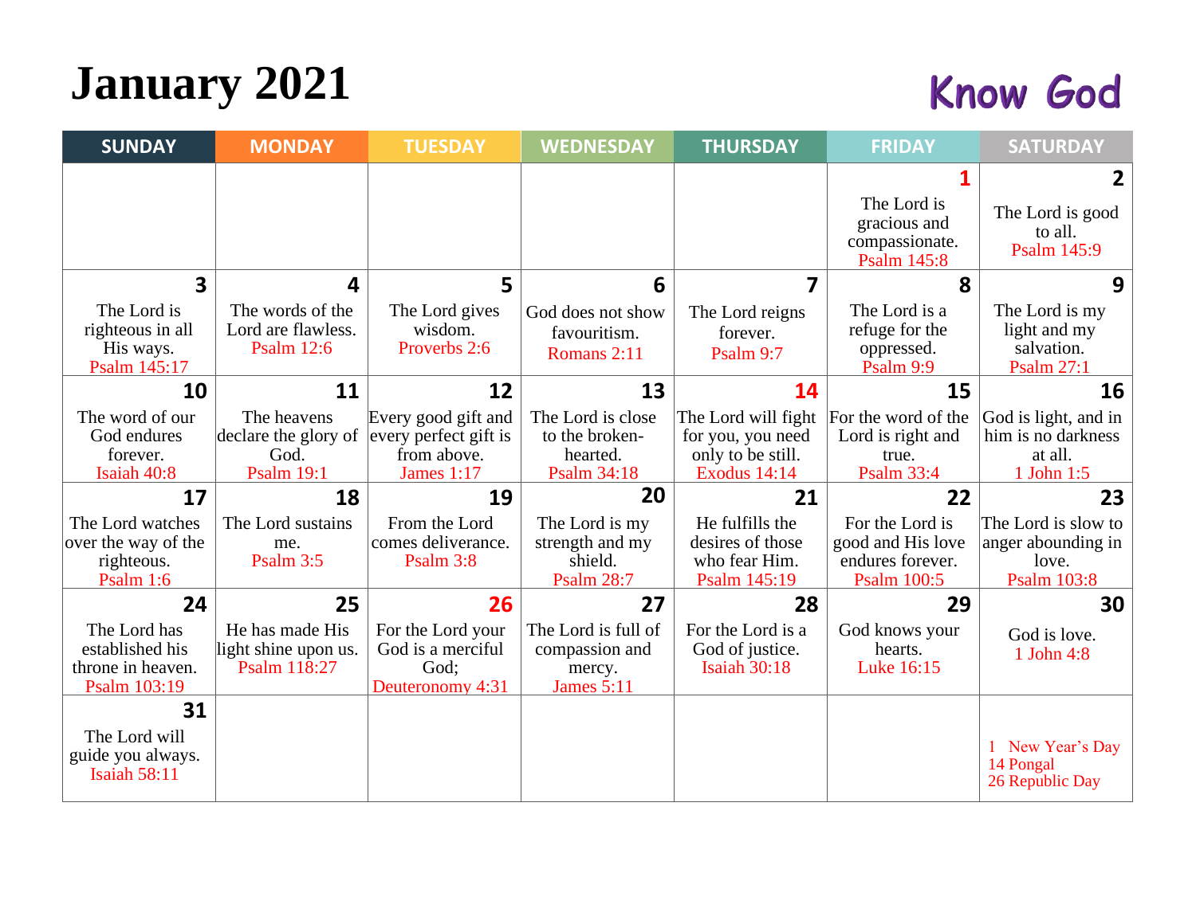# January 2021

**Know God**

| SUNDAY | MONDAY | TUESDAY | WEDNESDAY | THURSDAY | FRIDAY | SATURDAY |
|---|---|---|---|---|---|---|
| | | | | | **1** The Lord is gracious and compassionate. Psalm 145:8 | **2** The Lord is good to all. Psalm 145:9 |
| **3** The Lord is righteous in all His ways. Psalm 145:17 | **4** The words of the Lord are flawless. Psalm 12:6 | **5** The Lord gives wisdom. Proverbs 2:6 | **6** God does not show favouritism. Romans 2:11 | **7** The Lord reigns forever. Psalm 9:7 | **8** The Lord is a refuge for the oppressed. Psalm 9:9 | **9** The Lord is my light and my salvation. Psalm 27:1 |
| **10** The word of our God endures forever. Isaiah 40:8 | **11** The heavens declare the glory of God. Psalm 19:1 | **12** Every good gift and every perfect gift is from above. James 1:17 | **13** The Lord is close to the broken-hearted. Psalm 34:18 | **14** The Lord will fight for you, you need only to be still. Exodus 14:14 | **15** For the word of the Lord is right and true. Psalm 33:4 | **16** God is light, and in him is no darkness at all. 1 John 1:5 |
| **17** The Lord watches over the way of the righteous. Psalm 1:6 | **18** The Lord sustains me. Psalm 3:5 | **19** From the Lord comes deliverance. Psalm 3:8 | **20** The Lord is my strength and my shield. Psalm 28:7 | **21** He fulfills the desires of those who fear Him. Psalm 145:19 | **22** For the Lord is good and His love endures forever. Psalm 100:5 | **23** The Lord is slow to anger abounding in love. Psalm 103:8 |
| **24** The Lord has established his throne in heaven. Psalm 103:19 | **25** He has made His light shine upon us. Psalm 118:27 | **26** For the Lord your God is a merciful God; Deuteronomy 4:31 | **27** The Lord is full of compassion and mercy. James 5:11 | **28** For the Lord is a God of justice. Isaiah 30:18 | **29** God knows your hearts. Luke 16:15 | **30** God is love. 1 John 4:8 |
| **31** The Lord will guide you always. Isaiah 58:11 | | | | | | 1 New Year's Day<br>14 Pongal<br>26 Republic Day |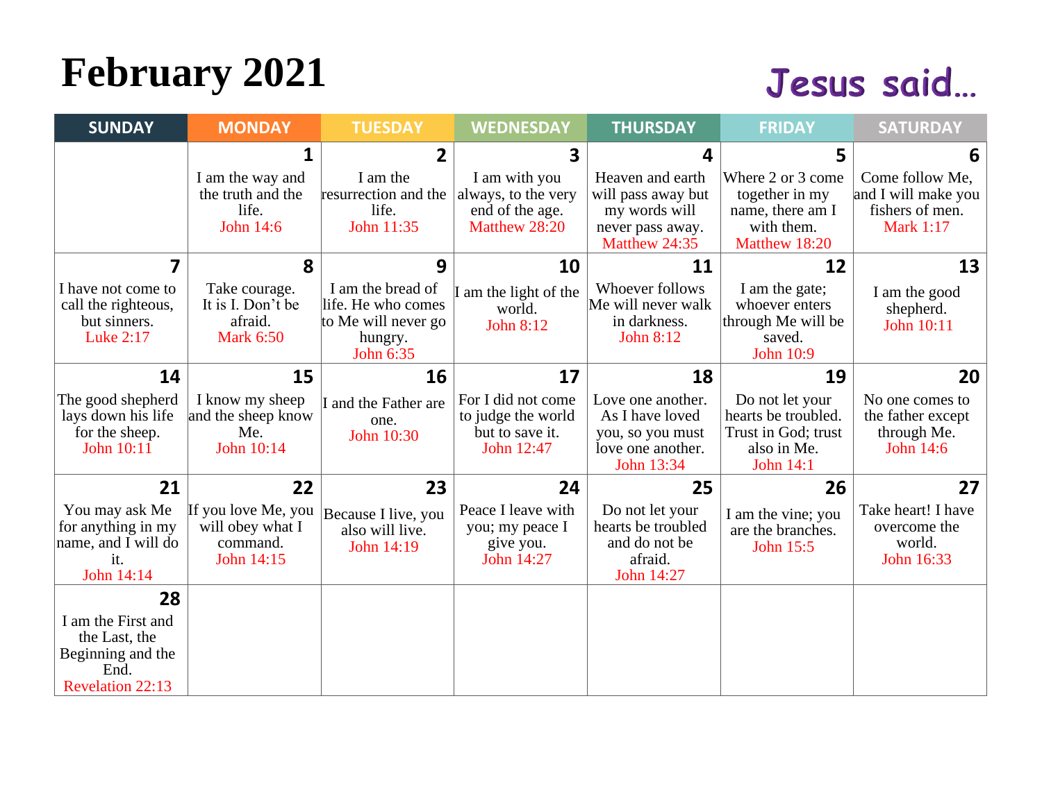# February 2021

Jesus said…

| SUNDAY | MONDAY | TUESDAY | WEDNESDAY | THURSDAY | FRIDAY | SATURDAY |
|---|---|---|---|---|---|---|
| | **1** I am the way and the truth and the life. John 14:6 | **2** I am the resurrection and the life. John 11:35 | **3** I am with you always, to the very end of the age. Matthew 28:20 | **4** Heaven and earth will pass away but my words will never pass away. Matthew 24:35 | **5** Where 2 or 3 come together in my name, there am I with them. Matthew 18:20 | **6** Come follow Me, and I will make you fishers of men. Mark 1:17 |
| **7** I have not come to call the righteous, but sinners. Luke 2:17 | **8** Take courage. It is I. Don't be afraid. Mark 6:50 | **9** I am the bread of life. He who comes to Me will never go hungry. John 6:35 | **10** I am the light of the world. John 8:12 | **11** Whoever follows Me will never walk in darkness. John 8:12 | **12** I am the gate; whoever enters through Me will be saved. John 10:9 | **13** I am the good shepherd. John 10:11 |
| **14** The good shepherd lays down his life for the sheep. John 10:11 | **15** I know my sheep and the sheep know Me. John 10:14 | **16** I and the Father are one. John 10:30 | **17** For I did not come to judge the world but to save it. John 12:47 | **18** Love one another. As I have loved you, so you must love one another. John 13:34 | **19** Do not let your hearts be troubled. Trust in God; trust also in Me. John 14:1 | **20** No one comes to the father except through Me. John 14:6 |
| **21** You may ask Me for anything in my name, and I will do it. John 14:14 | **22** If you love Me, you will obey what I command. John 14:15 | **23** Because I live, you also will live. John 14:19 | **24** Peace I leave with you; my peace I give you. John 14:27 | **25** Do not let your hearts be troubled and do not be afraid. John 14:27 | **26** I am the vine; you are the branches. John 15:5 | **27** Take heart! I have overcome the world. John 16:33 |
| **28** I am the First and the Last, the Beginning and the End. Revelation 22:13 | | | | | | |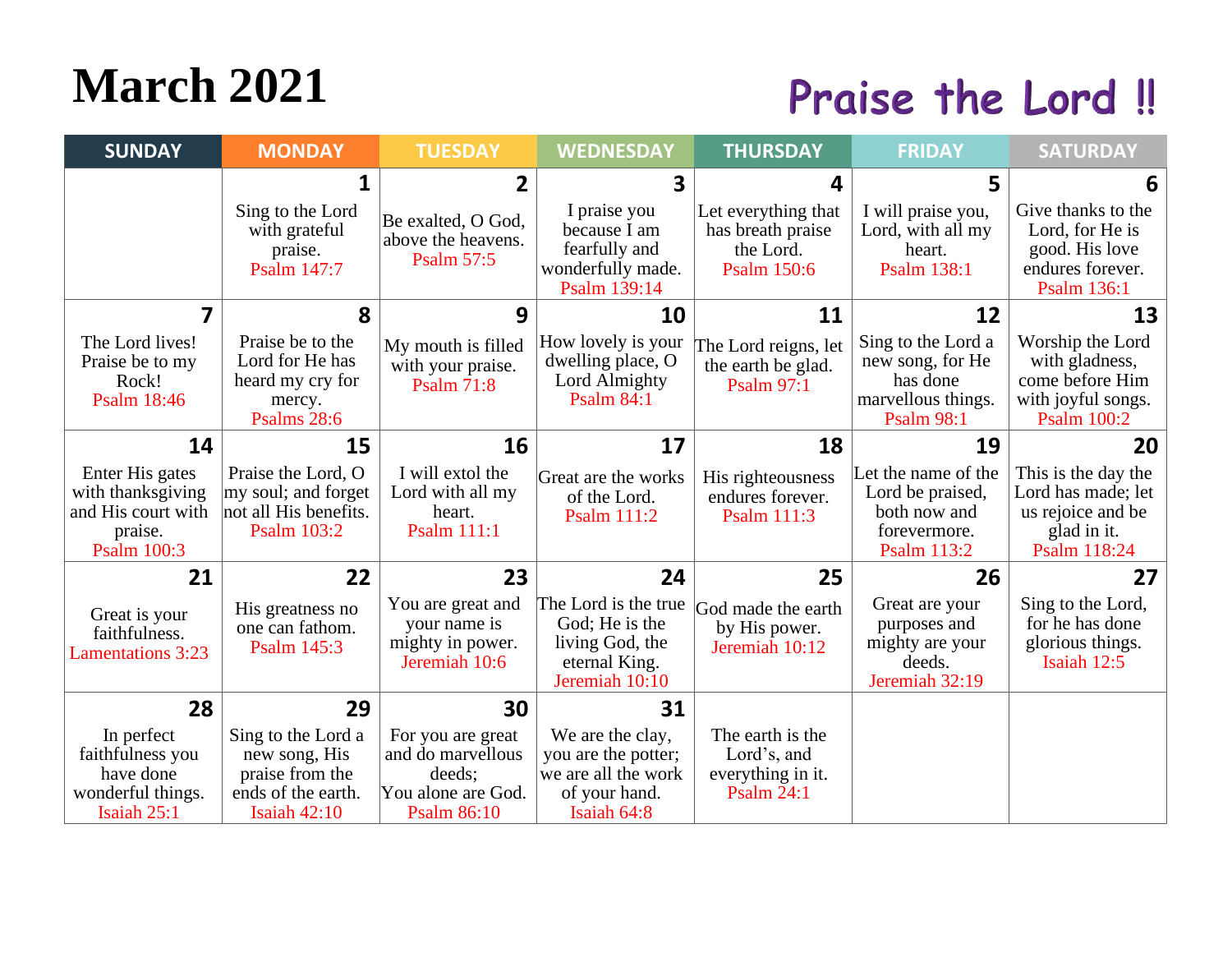# March 2021

## Praise the Lord !!

| SUNDAY | MONDAY | TUESDAY | WEDNESDAY | THURSDAY | FRIDAY | SATURDAY |
|---|---|---|---|---|---|---|
| | **1** Sing to the Lord with grateful praise. Psalm 147:7 | **2** Be exalted, O God, above the heavens. Psalm 57:5 | **3** I praise you because I am fearfully and wonderfully made. Psalm 139:14 | **4** Let everything that has breath praise the Lord. Psalm 150:6 | **5** I will praise you, Lord, with all my heart. Psalm 138:1 | **6** Give thanks to the Lord, for He is good. His love endures forever. Psalm 136:1 |
| **7** The Lord lives! Praise be to my Rock! Psalm 18:46 | **8** Praise be to the Lord for He has heard my cry for mercy. Psalms 28:6 | **9** My mouth is filled with your praise. Psalm 71:8 | **10** How lovely is your dwelling place, O Lord Almighty Psalm 84:1 | **11** The Lord reigns, let the earth be glad. Psalm 97:1 | **12** Sing to the Lord a new song, for He has done marvellous things. Psalm 98:1 | **13** Worship the Lord with gladness, come before Him with joyful songs. Psalm 100:2 |
| **14** Enter His gates with thanksgiving and His court with praise. Psalm 100:3 | **15** Praise the Lord, O my soul; and forget not all His benefits. Psalm 103:2 | **16** I will extol the Lord with all my heart. Psalm 111:1 | **17** Great are the works of the Lord. Psalm 111:2 | **18** His righteousness endures forever. Psalm 111:3 | **19** Let the name of the Lord be praised, both now and forevermore. Psalm 113:2 | **20** This is the day the Lord has made; let us rejoice and be glad in it. Psalm 118:24 |
| **21** Great is your faithfulness. Lamentations 3:23 | **22** His greatness no one can fathom. Psalm 145:3 | **23** You are great and your name is mighty in power. Jeremiah 10:6 | **24** The Lord is the true God; He is the living God, the eternal King. Jeremiah 10:10 | **25** God made the earth by His power. Jeremiah 10:12 | **26** Great are your purposes and mighty are your deeds. Jeremiah 32:19 | **27** Sing to the Lord, for he has done glorious things. Isaiah 12:5 |
| **28** In perfect faithfulness you have done wonderful things. Isaiah 25:1 | **29** Sing to the Lord a new song, His praise from the ends of the earth. Isaiah 42:10 | **30** For you are great and do marvellous deeds; You alone are God. Psalm 86:10 | **31** We are the clay, you are the potter; we are all the work of your hand. Isaiah 64:8 | The earth is the Lord's, and everything in it. Psalm 24:1 | | |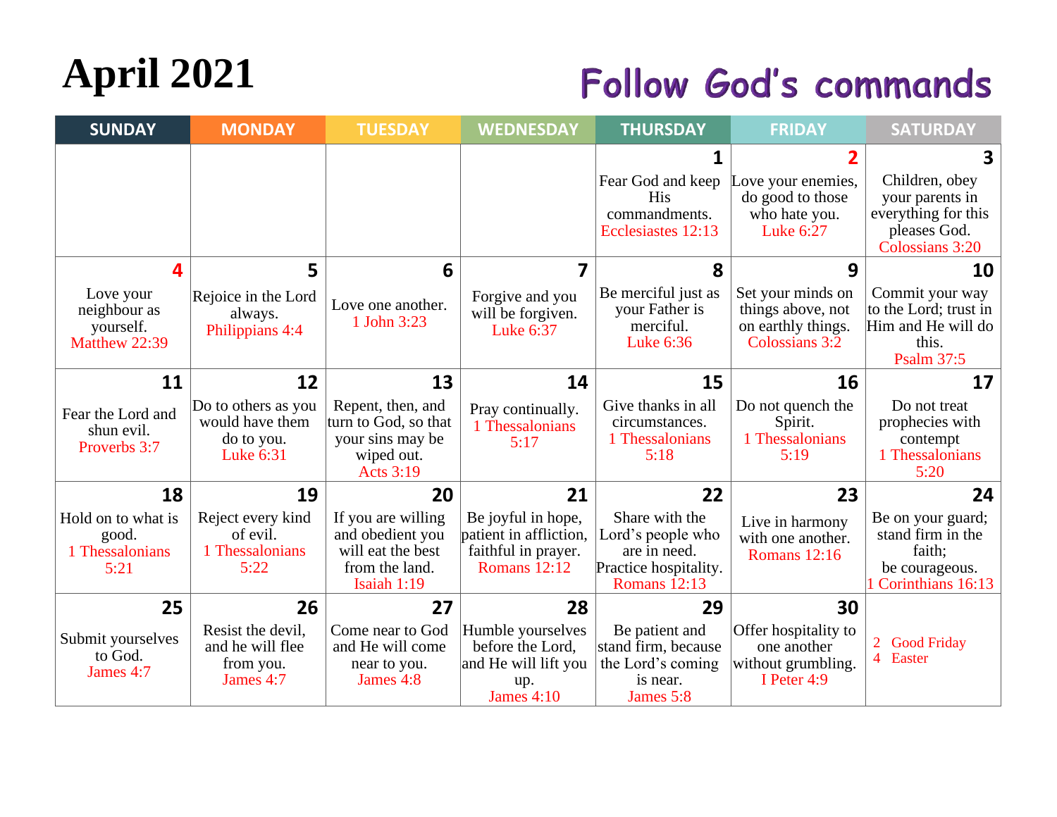# April 2021

## Follow God's commands

| SUNDAY | MONDAY | TUESDAY | WEDNESDAY | THURSDAY | FRIDAY | SATURDAY |
|---|---|---|---|---|---|---|
| | | | | **1** Fear God and keep His commandments. Ecclesiastes 12:13 | **2** Love your enemies, do good to those who hate you. Luke 6:27 | **3** Children, obey your parents in everything for this pleases God. Colossians 3:20 |
| **4** Love your neighbour as yourself. Matthew 22:39 | **5** Rejoice in the Lord always. Philippians 4:4 | **6** Love one another. 1 John 3:23 | **7** Forgive and you will be forgiven. Luke 6:37 | **8** Be merciful just as your Father is merciful. Luke 6:36 | **9** Set your minds on things above, not on earthly things. Colossians 3:2 | **10** Commit your way to the Lord; trust in Him and He will do this. Psalm 37:5 |
| **11** Fear the Lord and shun evil. Proverbs 3:7 | **12** Do to others as you would have them do to you. Luke 6:31 | **13** Repent, then, and turn to God, so that your sins may be wiped out. Acts 3:19 | **14** Pray continually. 1 Thessalonians 5:17 | **15** Give thanks in all circumstances. 1 Thessalonians 5:18 | **16** Do not quench the Spirit. 1 Thessalonians 5:19 | **17** Do not treat prophecies with contempt 1 Thessalonians 5:20 |
| **18** Hold on to what is good. 1 Thessalonians 5:21 | **19** Reject every kind of evil. 1 Thessalonians 5:22 | **20** If you are willing and obedient you will eat the best from the land. Isaiah 1:19 | **21** Be joyful in hope, patient in affliction, faithful in prayer. Romans 12:12 | **22** Share with the Lord's people who are in need. Practice hospitality. Romans 12:13 | **23** Live in harmony with one another. Romans 12:16 | **24** Be on your guard; stand firm in the faith; be courageous. 1 Corinthians 16:13 |
| **25** Submit yourselves to God. James 4:7 | **26** Resist the devil, and he will flee from you. James 4:7 | **27** Come near to God and He will come near to you. James 4:8 | **28** Humble yourselves before the Lord, and He will lift you up. James 4:10 | **29** Be patient and stand firm, because the Lord's coming is near. James 5:8 | **30** Offer hospitality to one another without grumbling. I Peter 4:9 | 2 Good Friday<br>4 Easter |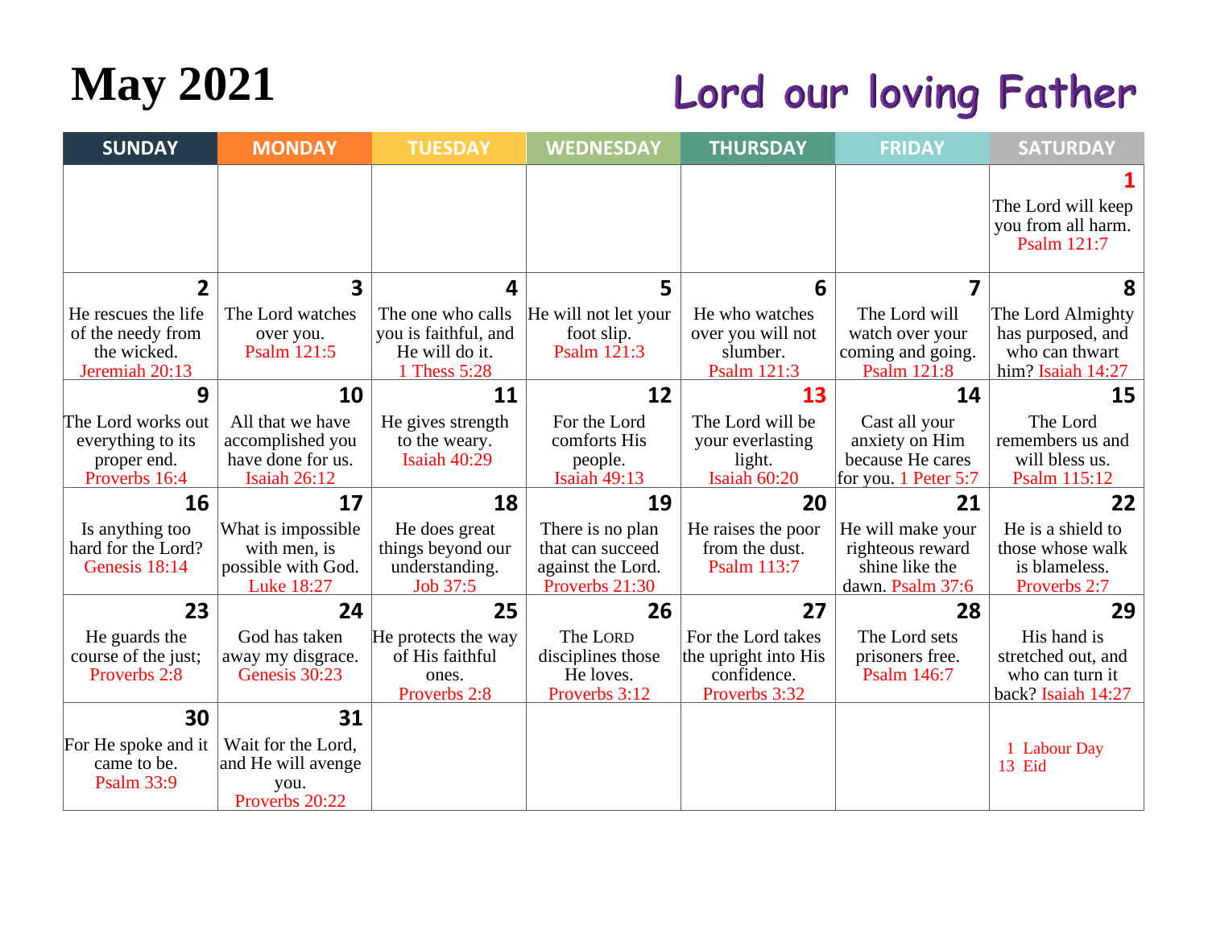# May 2021

## Lord our loving Father

| SUNDAY | MONDAY | TUESDAY | WEDNESDAY | THURSDAY | FRIDAY | SATURDAY |
|---|---|---|---|---|---|---|
| | | | | | | **1** The Lord will keep you from all harm. Psalm 121:7 |
| **2** He rescues the life of the needy from the wicked. Jeremiah 20:13 | **3** The Lord watches over you. Psalm 121:5 | **4** The one who calls you is faithful, and He will do it. 1 Thess 5:28 | **5** He will not let your foot slip. Psalm 121:3 | **6** He who watches over you will not slumber. Psalm 121:3 | **7** The Lord will watch over your coming and going. Psalm 121:8 | **8** The Lord Almighty has purposed, and who can thwart him? Isaiah 14:27 |
| **9** The Lord works out everything to its proper end. Proverbs 16:4 | **10** All that we have accomplished you have done for us. Isaiah 26:12 | **11** He gives strength to the weary. Isaiah 40:29 | **12** For the Lord comforts His people. Isaiah 49:13 | **13** The Lord will be your everlasting light. Isaiah 60:20 | **14** Cast all your anxiety on Him because He cares for you. 1 Peter 5:7 | **15** The Lord remembers us and will bless us. Psalm 115:12 |
| **16** Is anything too hard for the Lord? Genesis 18:14 | **17** What is impossible with men, is possible with God. Luke 18:27 | **18** He does great things beyond our understanding. Job 37:5 | **19** There is no plan that can succeed against the Lord. Proverbs 21:30 | **20** He raises the poor from the dust. Psalm 113:7 | **21** He will make your righteous reward shine like the dawn. Psalm 37:6 | **22** He is a shield to those whose walk is blameless. Proverbs 2:7 |
| **23** He guards the course of the just; Proverbs 2:8 | **24** God has taken away my disgrace. Genesis 30:23 | **25** He protects the way of His faithful ones. Proverbs 2:8 | **26** The LORD disciplines those He loves. Proverbs 3:12 | **27** For the Lord takes the upright into His confidence. Proverbs 3:32 | **28** The Lord sets prisoners free. Psalm 146:7 | **29** His hand is stretched out, and who can turn it back? Isaiah 14:27 |
| **30** For He spoke and it came to be. Psalm 33:9 | **31** Wait for the Lord, and He will avenge you. Proverbs 20:22 | | | | | 1 Labour Day<br>13 Eid |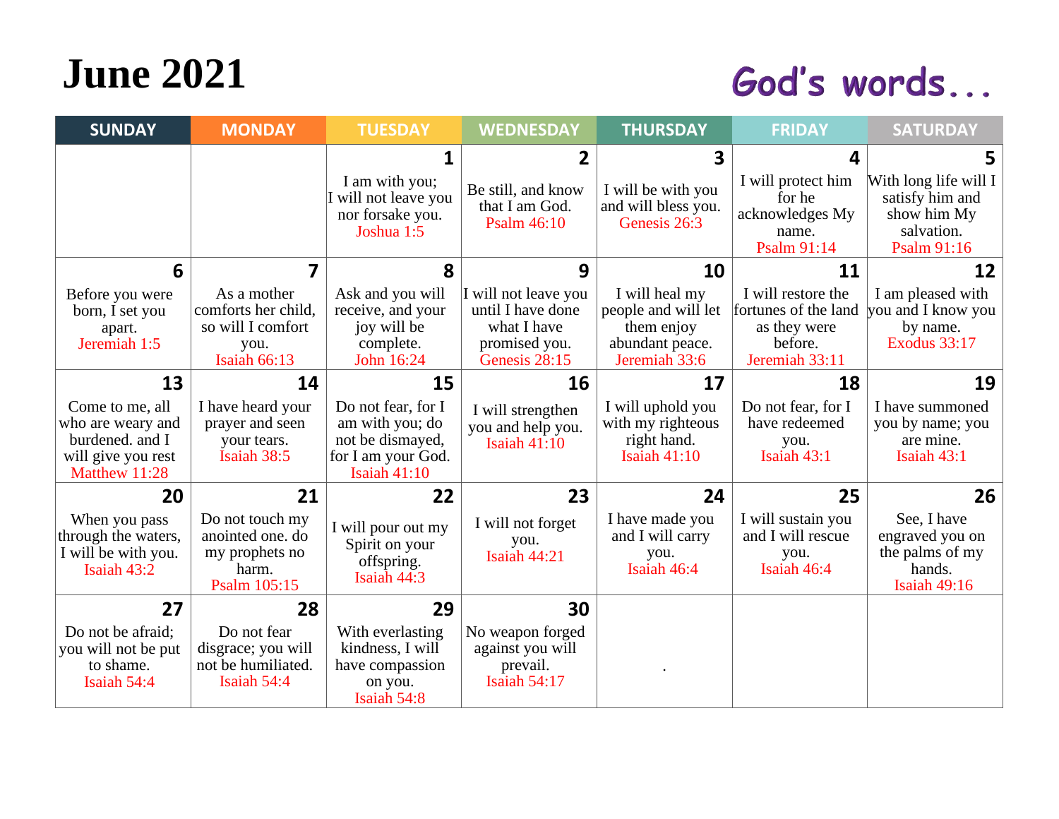# June 2021

God's words...

| SUNDAY | MONDAY | TUESDAY | WEDNESDAY | THURSDAY | FRIDAY | SATURDAY |
|---|---|---|---|---|---|---|
| | | **1** I am with you; I will not leave you nor forsake you. Joshua 1:5 | **2** Be still, and know that I am God. Psalm 46:10 | **3** I will be with you and will bless you. Genesis 26:3 | **4** I will protect him for he acknowledges My name. Psalm 91:14 | **5** With long life will I satisfy him and show him My salvation. Psalm 91:16 |
| **6** Before you were born, I set you apart. Jeremiah 1:5 | **7** As a mother comforts her child, so will I comfort you. Isaiah 66:13 | **8** Ask and you will receive, and your joy will be complete. John 16:24 | **9** I will not leave you until I have done what I have promised you. Genesis 28:15 | **10** I will heal my people and will let them enjoy abundant peace. Jeremiah 33:6 | **11** I will restore the fortunes of the land as they were before. Jeremiah 33:11 | **12** I am pleased with you and I know you by name. Exodus 33:17 |
| **13** Come to me, all who are weary and burdened. and I will give you rest Matthew 11:28 | **14** I have heard your prayer and seen your tears. Isaiah 38:5 | **15** Do not fear, for I am with you; do not be dismayed, for I am your God. Isaiah 41:10 | **16** I will strengthen you and help you. Isaiah 41:10 | **17** I will uphold you with my righteous right hand. Isaiah 41:10 | **18** Do not fear, for I have redeemed you. Isaiah 43:1 | **19** I have summoned you by name; you are mine. Isaiah 43:1 |
| **20** When you pass through the waters, I will be with you. Isaiah 43:2 | **21** Do not touch my anointed one. do my prophets no harm. Psalm 105:15 | **22** I will pour out my Spirit on your offspring. Isaiah 44:3 | **23** I will not forget you. Isaiah 44:21 | **24** I have made you and I will carry you. Isaiah 46:4 | **25** I will sustain you and I will rescue you. Isaiah 46:4 | **26** See, I have engraved you on the palms of my hands. Isaiah 49:16 |
| **27** Do not be afraid; you will not be put to shame. Isaiah 54:4 | **28** Do not fear disgrace; you will not be humiliated. Isaiah 54:4 | **29** With everlasting kindness, I will have compassion on you. Isaiah 54:8 | **30** No weapon forged against you will prevail. Isaiah 54:17 | . | | |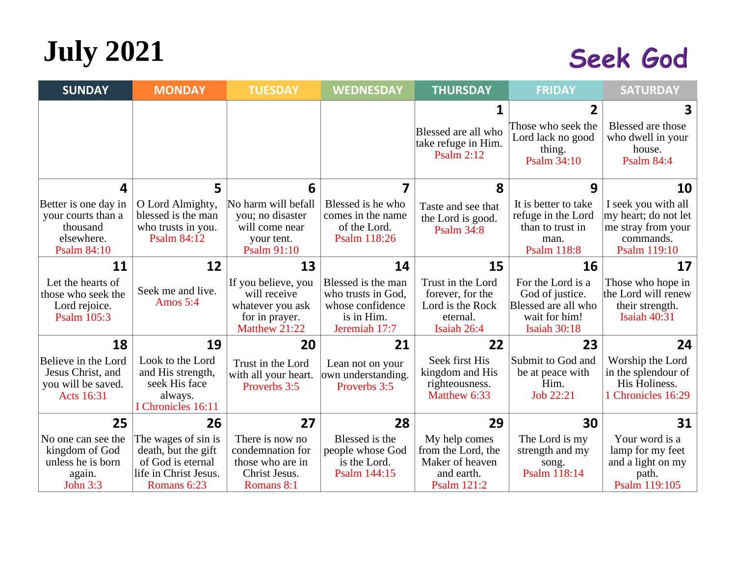# July 2021

## Seek God

| SUNDAY | MONDAY | TUESDAY | WEDNESDAY | THURSDAY | FRIDAY | SATURDAY |
|---|---|---|---|---|---|---|
| | | | | **1** Blessed are all who take refuge in Him. Psalm 2:12 | **2** Those who seek the Lord lack no good thing. Psalm 34:10 | **3** Blessed are those who dwell in your house. Psalm 84:4 |
| **4** Better is one day in your courts than a thousand elsewhere. Psalm 84:10 | **5** O Lord Almighty, blessed is the man who trusts in you. Psalm 84:12 | **6** No harm will befall you; no disaster will come near your tent. Psalm 91:10 | **7** Blessed is he who comes in the name of the Lord. Psalm 118:26 | **8** Taste and see that the Lord is good. Psalm 34:8 | **9** It is better to take refuge in the Lord than to trust in man. Psalm 118:8 | **10** I seek you with all my heart; do not let me stray from your commands. Psalm 119:10 |
| **11** Let the hearts of those who seek the Lord rejoice. Psalm 105:3 | **12** Seek me and live. Amos 5:4 | **13** If you believe, you will receive whatever you ask for in prayer. Matthew 21:22 | **14** Blessed is the man who trusts in God, whose confidence is in Him. Jeremiah 17:7 | **15** Trust in the Lord forever, for the Lord is the Rock eternal. Isaiah 26:4 | **16** For the Lord is a God of justice. Blessed are all who wait for him! Isaiah 30:18 | **17** Those who hope in the Lord will renew their strength. Isaiah 40:31 |
| **18** Believe in the Lord Jesus Christ, and you will be saved. Acts 16:31 | **19** Look to the Lord and His strength, seek His face always. I Chronicles 16:11 | **20** Trust in the Lord with all your heart. Proverbs 3:5 | **21** Lean not on your own understanding. Proverbs 3:5 | **22** Seek first His kingdom and His righteousness. Matthew 6:33 | **23** Submit to God and be at peace with Him. Job 22:21 | **24** Worship the Lord in the splendour of His Holiness. 1 Chronicles 16:29 |
| **25** No one can see the kingdom of God unless he is born again. John 3:3 | **26** The wages of sin is death, but the gift of God is eternal life in Christ Jesus. Romans 6:23 | **27** There is now no condemnation for those who are in Christ Jesus. Romans 8:1 | **28** Blessed is the people whose God is the Lord. Psalm 144:15 | **29** My help comes from the Lord, the Maker of heaven and earth. Psalm 121:2 | **30** The Lord is my strength and my song. Psalm 118:14 | **31** Your word is a lamp for my feet and a light on my path. Psalm 119:105 |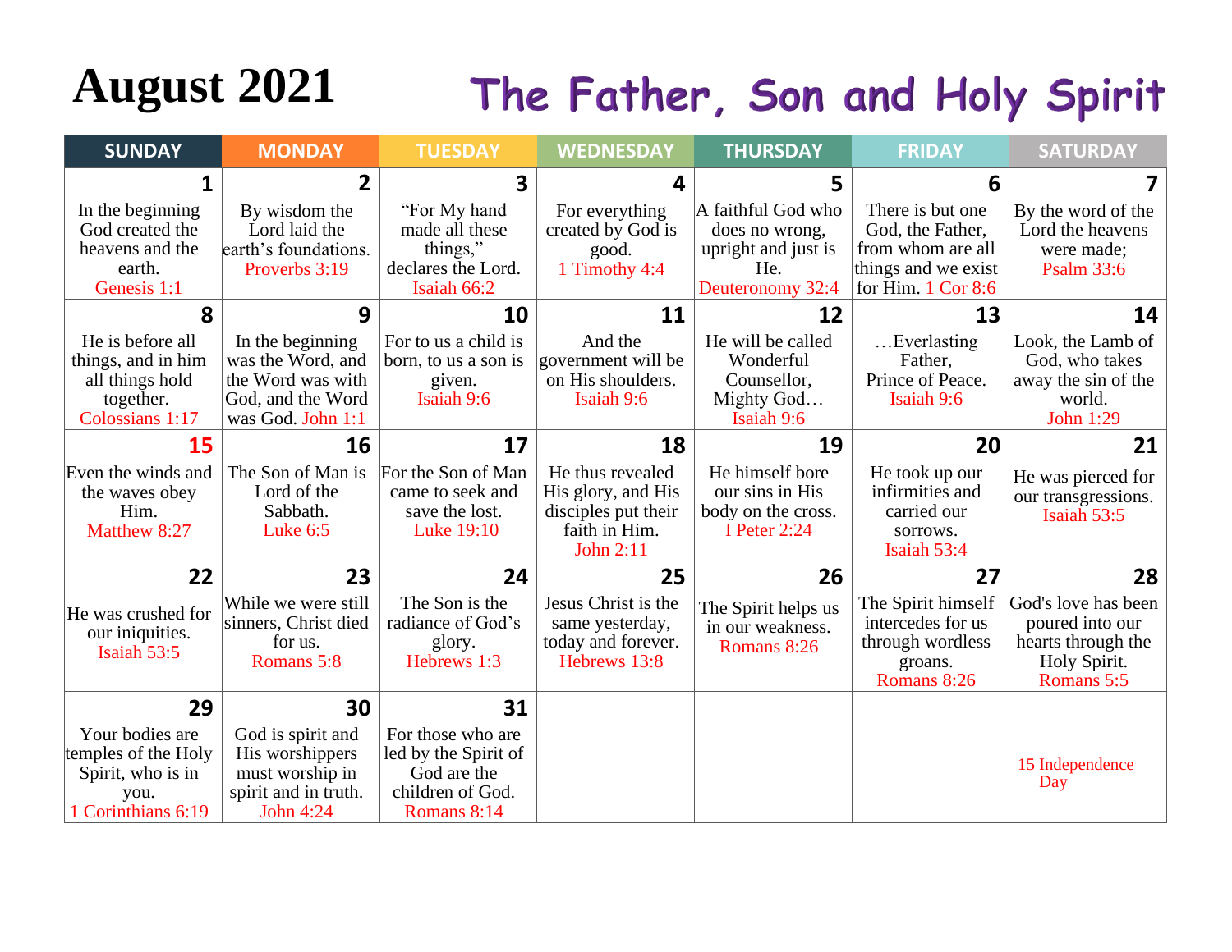# August 2021

## The Father, Son and Holy Spirit

| SUNDAY | MONDAY | TUESDAY | WEDNESDAY | THURSDAY | FRIDAY | SATURDAY |
|---|---|---|---|---|---|---|
| **1** In the beginning God created the heavens and the earth. Genesis 1:1 | **2** By wisdom the Lord laid the earth's foundations. Proverbs 3:19 | **3** "For My hand made all these things," declares the Lord. Isaiah 66:2 | **4** For everything created by God is good. 1 Timothy 4:4 | **5** A faithful God who does no wrong, upright and just is He. Deuteronomy 32:4 | **6** There is but one God, the Father, from whom are all things and we exist for Him. 1 Cor 8:6 | **7** By the word of the Lord the heavens were made; Psalm 33:6 |
| **8** He is before all things, and in him all things hold together. Colossians 1:17 | **9** In the beginning was the Word, and the Word was with God, and the Word was God. John 1:1 | **10** For to us a child is born, to us a son is given. Isaiah 9:6 | **11** And the government will be on His shoulders. Isaiah 9:6 | **12** He will be called Wonderful Counsellor, Mighty God… Isaiah 9:6 | **13** …Everlasting Father, Prince of Peace. Isaiah 9:6 | **14** Look, the Lamb of God, who takes away the sin of the world. John 1:29 |
| **15** Even the winds and the waves obey Him. Matthew 8:27 | **16** The Son of Man is Lord of the Sabbath. Luke 6:5 | **17** For the Son of Man came to seek and save the lost. Luke 19:10 | **18** He thus revealed His glory, and His disciples put their faith in Him. John 2:11 | **19** He himself bore our sins in His body on the cross. I Peter 2:24 | **20** He took up our infirmities and carried our sorrows. Isaiah 53:4 | **21** He was pierced for our transgressions. Isaiah 53:5 |
| **22** He was crushed for our iniquities. Isaiah 53:5 | **23** While we were still sinners, Christ died for us. Romans 5:8 | **24** The Son is the radiance of God's glory. Hebrews 1:3 | **25** Jesus Christ is the same yesterday, today and forever. Hebrews 13:8 | **26** The Spirit helps us in our weakness. Romans 8:26 | **27** The Spirit himself intercedes for us through wordless groans. Romans 8:26 | **28** God's love has been poured into our hearts through the Holy Spirit. Romans 5:5 |
| **29** Your bodies are temples of the Holy Spirit, who is in you. 1 Corinthians 6:19 | **30** God is spirit and His worshippers must worship in spirit and in truth. John 4:24 | **31** For those who are led by the Spirit of God are the children of God. Romans 8:14 | | | | 15 Independence Day |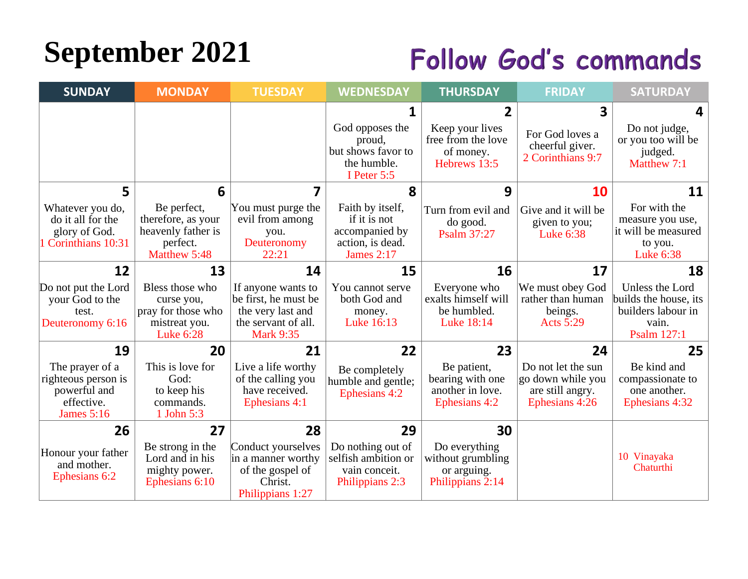# September 2021

## Follow God's commands

| SUNDAY | MONDAY | TUESDAY | WEDNESDAY | THURSDAY | FRIDAY | SATURDAY |
|---|---|---|---|---|---|---|
| | | | **1** God opposes the proud, but shows favor to the humble. I Peter 5:5 | **2** Keep your lives free from the love of money. Hebrews 13:5 | **3** For God loves a cheerful giver. 2 Corinthians 9:7 | **4** Do not judge, or you too will be judged. Matthew 7:1 |
| **5** Whatever you do, do it all for the glory of God. 1 Corinthians 10:31 | **6** Be perfect, therefore, as your heavenly father is perfect. Matthew 5:48 | **7** You must purge the evil from among you. Deuteronomy 22:21 | **8** Faith by itself, if it is not accompanied by action, is dead. James 2:17 | **9** Turn from evil and do good. Psalm 37:27 | **10** Give and it will be given to you; Luke 6:38 | **11** For with the measure you use, it will be measured to you. Luke 6:38 |
| **12** Do not put the Lord your God to the test. Deuteronomy 6:16 | **13** Bless those who curse you, pray for those who mistreat you. Luke 6:28 | **14** If anyone wants to be first, he must be the very last and the servant of all. Mark 9:35 | **15** You cannot serve both God and money. Luke 16:13 | **16** Everyone who exalts himself will be humbled. Luke 18:14 | **17** We must obey God rather than human beings. Acts 5:29 | **18** Unless the Lord builds the house, its builders labour in vain. Psalm 127:1 |
| **19** The prayer of a righteous person is powerful and effective. James 5:16 | **20** This is love for God: to keep his commands. 1 John 5:3 | **21** Live a life worthy of the calling you have received. Ephesians 4:1 | **22** Be completely humble and gentle; Ephesians 4:2 | **23** Be patient, bearing with one another in love. Ephesians 4:2 | **24** Do not let the sun go down while you are still angry. Ephesians 4:26 | **25** Be kind and compassionate to one another. Ephesians 4:32 |
| **26** Honour your father and mother. Ephesians 6:2 | **27** Be strong in the Lord and in his mighty power. Ephesians 6:10 | **28** Conduct yourselves in a manner worthy of the gospel of Christ. Philippians 1:27 | **29** Do nothing out of selfish ambition or vain conceit. Philippians 2:3 | **30** Do everything without grumbling or arguing. Philippians 2:14 | | 10 Vinayaka Chaturthi |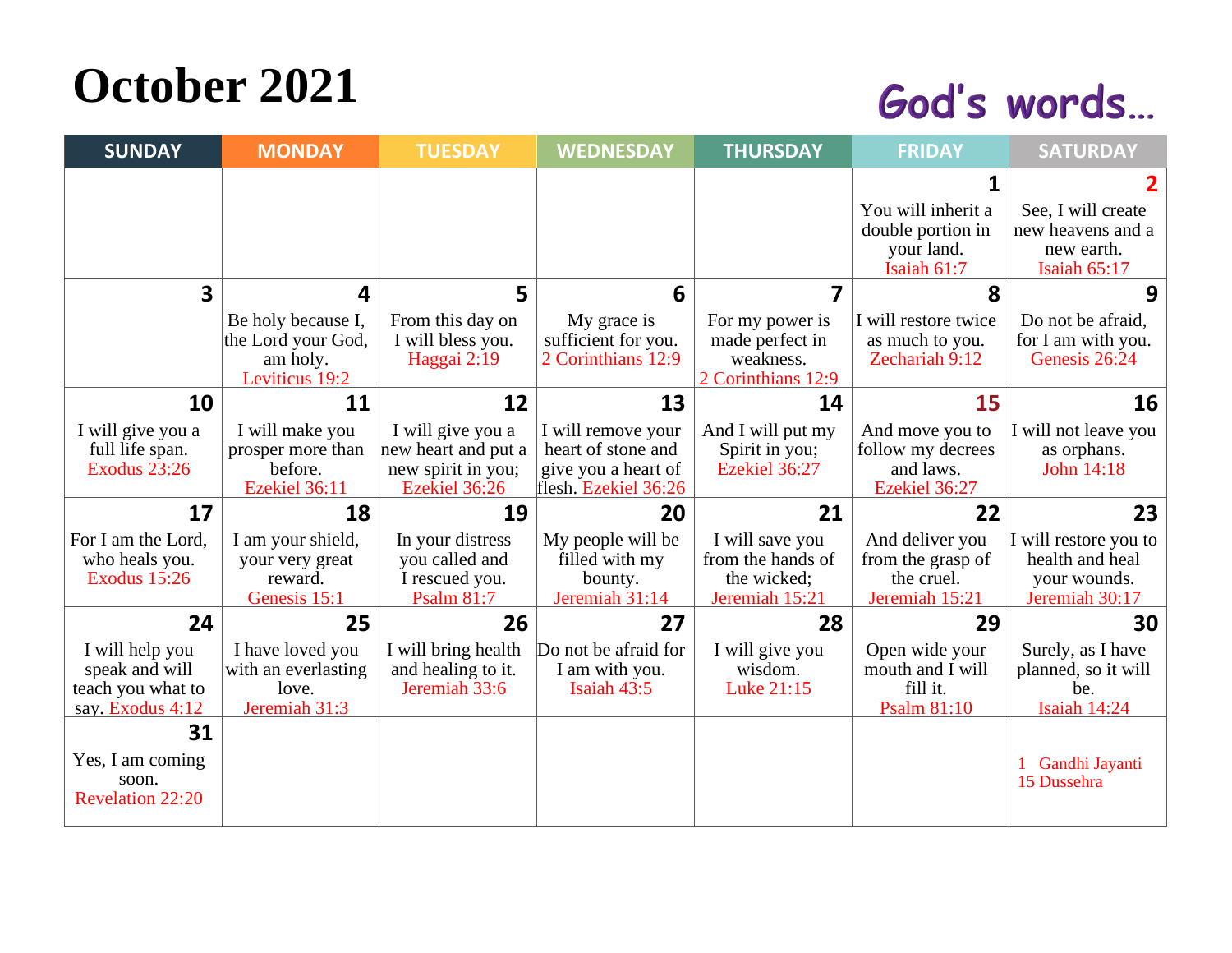# October 2021

God's words…

| SUNDAY | MONDAY | TUESDAY | WEDNESDAY | THURSDAY | FRIDAY | SATURDAY |
|---|---|---|---|---|---|---|
| | | | | | **1** You will inherit a double portion in your land. Isaiah 61:7 | **2** See, I will create new heavens and a new earth. Isaiah 65:17 |
| **3** | **4** Be holy because I, the Lord your God, am holy. Leviticus 19:2 | **5** From this day on I will bless you. Haggai 2:19 | **6** My grace is sufficient for you. 2 Corinthians 12:9 | **7** For my power is made perfect in weakness. 2 Corinthians 12:9 | **8** I will restore twice as much to you. Zechariah 9:12 | **9** Do not be afraid, for I am with you. Genesis 26:24 |
| **10** I will give you a full life span. Exodus 23:26 | **11** I will make you prosper more than before. Ezekiel 36:11 | **12** I will give you a new heart and put a new spirit in you; Ezekiel 36:26 | **13** I will remove your heart of stone and give you a heart of flesh. Ezekiel 36:26 | **14** And I will put my Spirit in you; Ezekiel 36:27 | **15** And move you to follow my decrees and laws. Ezekiel 36:27 | **16** I will not leave you as orphans. John 14:18 |
| **17** For I am the Lord, who heals you. Exodus 15:26 | **18** I am your shield, your very great reward. Genesis 15:1 | **19** In your distress you called and I rescued you. Psalm 81:7 | **20** My people will be filled with my bounty. Jeremiah 31:14 | **21** I will save you from the hands of the wicked; Jeremiah 15:21 | **22** And deliver you from the grasp of the cruel. Jeremiah 15:21 | **23** I will restore you to health and heal your wounds. Jeremiah 30:17 |
| **24** I will help you speak and will teach you what to say. Exodus 4:12 | **25** I have loved you with an everlasting love. Jeremiah 31:3 | **26** I will bring health and healing to it. Jeremiah 33:6 | **27** Do not be afraid for I am with you. Isaiah 43:5 | **28** I will give you wisdom. Luke 21:15 | **29** Open wide your mouth and I will fill it. Psalm 81:10 | **30** Surely, as I have planned, so it will be. Isaiah 14:24 |
| **31** Yes, I am coming soon. Revelation 22:20 | | | | | | 1 Gandhi Jayanti<br>15 Dussehra |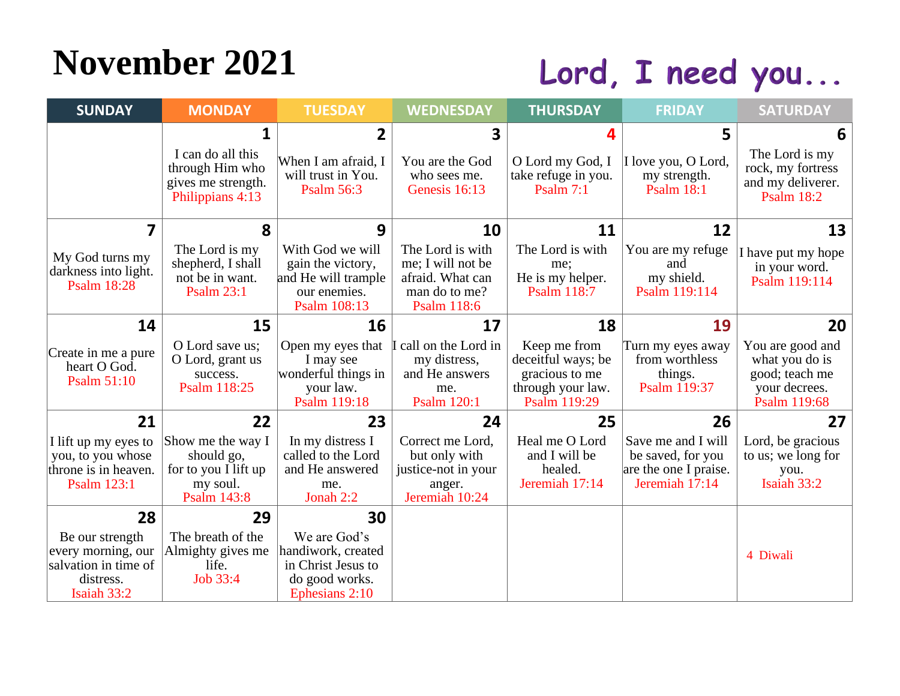# November 2021

## Lord, I need you...

| SUNDAY | MONDAY | TUESDAY | WEDNESDAY | THURSDAY | FRIDAY | SATURDAY |
|---|---|---|---|---|---|---|
| | **1** I can do all this through Him who gives me strength. Philippians 4:13 | **2** When I am afraid, I will trust in You. Psalm 56:3 | **3** You are the God who sees me. Genesis 16:13 | **4** O Lord my God, I take refuge in you. Psalm 7:1 | **5** I love you, O Lord, my strength. Psalm 18:1 | **6** The Lord is my rock, my fortress and my deliverer. Psalm 18:2 |
| **7** My God turns my darkness into light. Psalm 18:28 | **8** The Lord is my shepherd, I shall not be in want. Psalm 23:1 | **9** With God we will gain the victory, and He will trample our enemies. Psalm 108:13 | **10** The Lord is with me; I will not be afraid. What can man do to me? Psalm 118:6 | **11** The Lord is with me; He is my helper. Psalm 118:7 | **12** You are my refuge and my shield. Psalm 119:114 | **13** I have put my hope in your word. Psalm 119:114 |
| **14** Create in me a pure heart O God. Psalm 51:10 | **15** O Lord save us; O Lord, grant us success. Psalm 118:25 | **16** Open my eyes that I may see wonderful things in your law. Psalm 119:18 | **17** I call on the Lord in my distress, and He answers me. Psalm 120:1 | **18** Keep me from deceitful ways; be gracious to me through your law. Psalm 119:29 | **19** Turn my eyes away from worthless things. Psalm 119:37 | **20** You are good and what you do is good; teach me your decrees. Psalm 119:68 |
| **21** I lift up my eyes to you, to you whose throne is in heaven. Psalm 123:1 | **22** Show me the way I should go, for to you I lift up my soul. Psalm 143:8 | **23** In my distress I called to the Lord and He answered me. Jonah 2:2 | **24** Correct me Lord, but only with justice-not in your anger. Jeremiah 10:24 | **25** Heal me O Lord and I will be healed. Jeremiah 17:14 | **26** Save me and I will be saved, for you are the one I praise. Jeremiah 17:14 | **27** Lord, be gracious to us; we long for you. Isaiah 33:2 |
| **28** Be our strength every morning, our salvation in time of distress. Isaiah 33:2 | **29** The breath of the Almighty gives me life. Job 33:4 | **30** We are God's handiwork, created in Christ Jesus to do good works. Ephesians 2:10 | | | | 4 Diwali |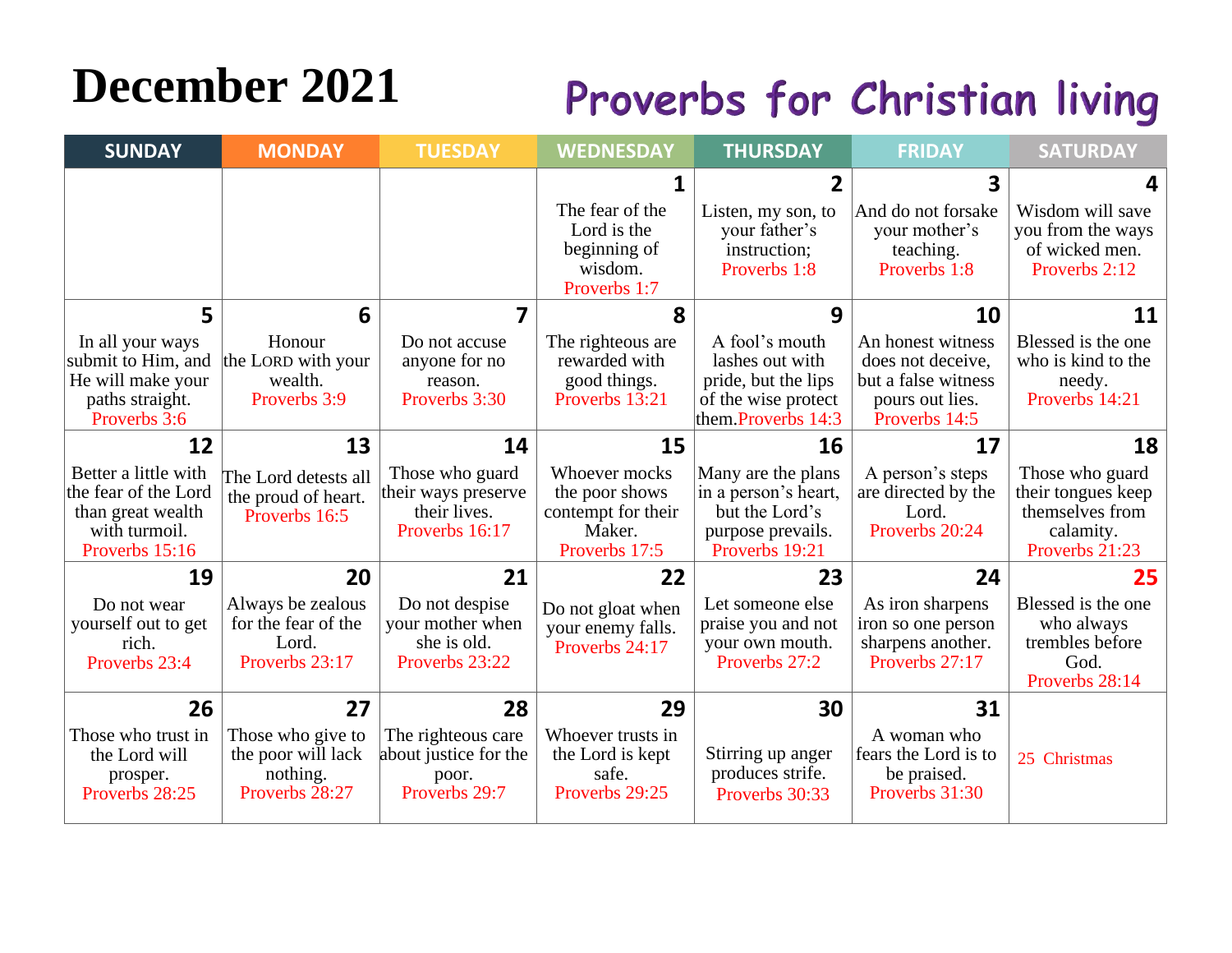# December 2021

## Proverbs for Christian living

| SUNDAY | MONDAY | TUESDAY | WEDNESDAY | THURSDAY | FRIDAY | SATURDAY |
|---|---|---|---|---|---|---|
| | | | **1** The fear of the Lord is the beginning of wisdom. Proverbs 1:7 | **2** Listen, my son, to your father's instruction; Proverbs 1:8 | **3** And do not forsake your mother's teaching. Proverbs 1:8 | **4** Wisdom will save you from the ways of wicked men. Proverbs 2:12 |
| **5** In all your ways submit to Him, and He will make your paths straight. Proverbs 3:6 | **6** Honour the LORD with your wealth. Proverbs 3:9 | **7** Do not accuse anyone for no reason. Proverbs 3:30 | **8** The righteous are rewarded with good things. Proverbs 13:21 | **9** A fool's mouth lashes out with pride, but the lips of the wise protect them. Proverbs 14:3 | **10** An honest witness does not deceive, but a false witness pours out lies. Proverbs 14:5 | **11** Blessed is the one who is kind to the needy. Proverbs 14:21 |
| **12** Better a little with the fear of the Lord than great wealth with turmoil. Proverbs 15:16 | **13** The Lord detests all the proud of heart. Proverbs 16:5 | **14** Those who guard their ways preserve their lives. Proverbs 16:17 | **15** Whoever mocks the poor shows contempt for their Maker. Proverbs 17:5 | **16** Many are the plans in a person's heart, but the Lord's purpose prevails. Proverbs 19:21 | **17** A person's steps are directed by the Lord. Proverbs 20:24 | **18** Those who guard their tongues keep themselves from calamity. Proverbs 21:23 |
| **19** Do not wear yourself out to get rich. Proverbs 23:4 | **20** Always be zealous for the fear of the Lord. Proverbs 23:17 | **21** Do not despise your mother when she is old. Proverbs 23:22 | **22** Do not gloat when your enemy falls. Proverbs 24:17 | **23** Let someone else praise you and not your own mouth. Proverbs 27:2 | **24** As iron sharpens iron so one person sharpens another. Proverbs 27:17 | **25** Blessed is the one who always trembles before God. Proverbs 28:14 |
| **26** Those who trust in the Lord will prosper. Proverbs 28:25 | **27** Those who give to the poor will lack nothing. Proverbs 28:27 | **28** The righteous care about justice for the poor. Proverbs 29:7 | **29** Whoever trusts in the Lord is kept safe. Proverbs 29:25 | **30** Stirring up anger produces strife. Proverbs 30:33 | **31** A woman who fears the Lord is to be praised. Proverbs 31:30 | 25 Christmas |